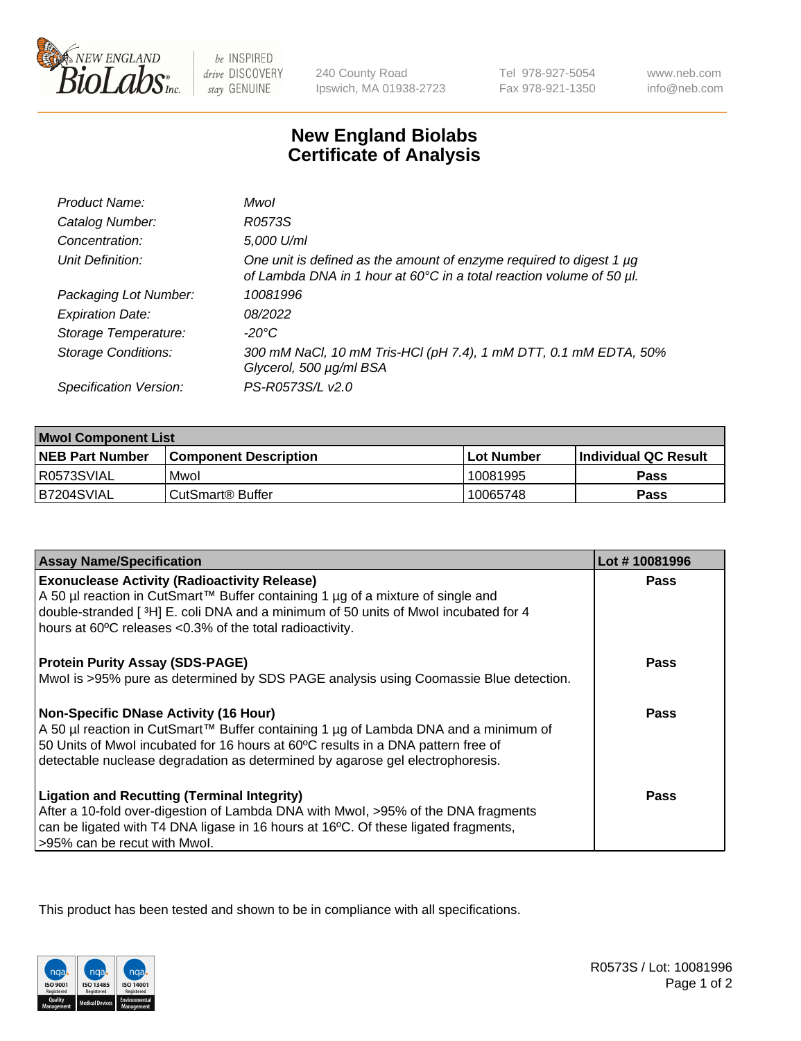# New England Biolabs Certificate of Analysis

| | |
|---|---|
| *Product Name:* | *MwoI* |
| *Catalog Number:* | *R0573S* |
| *Concentration:* | *5,000 U/ml* |
| *Unit Definition:* | *One unit is defined as the amount of enzyme required to digest 1 µg of Lambda DNA in 1 hour at 60°C in a total reaction volume of 50 µl.* |
| *Packaging Lot Number:* | *10081996* |
| *Expiration Date:* | *08/2022* |
| *Storage Temperature:* | *-20°C* |
| *Storage Conditions:* | *300 mM NaCl, 10 mM Tris-HCl (pH 7.4), 1 mM DTT, 0.1 mM EDTA, 50% Glycerol, 500 µg/ml BSA* |
| *Specification Version:* | *PS-R0573S/L v2.0* |

| MwoI Component List | | | |
|---|---|---|---|
| **NEB Part Number** | **Component Description** | **Lot Number** | **Individual QC Result** |
| R0573SVIAL | MwoI | 10081995 | **Pass** |
| B7204SVIAL | CutSmart® Buffer | 10065748 | **Pass** |

| Assay Name/Specification | Lot # 10081996 |
|---|---|
| **Exonuclease Activity (Radioactivity Release)**<br>A 50 µl reaction in CutSmart™ Buffer containing 1 µg of a mixture of single and double-stranded [ $^{3}$H] E. coli DNA and a minimum of 50 units of MwoI incubated for 4 hours at 60ºC releases <0.3% of the total radioactivity. | **Pass** |
| **Protein Purity Assay (SDS-PAGE)**<br>MwoI is >95% pure as determined by SDS PAGE analysis using Coomassie Blue detection. | **Pass** |
| **Non-Specific DNase Activity (16 Hour)**<br>A 50 µl reaction in CutSmart™ Buffer containing 1 µg of Lambda DNA and a minimum of 50 Units of MwoI incubated for 16 hours at 60ºC results in a DNA pattern free of detectable nuclease degradation as determined by agarose gel electrophoresis. | **Pass** |
| **Ligation and Recutting (Terminal Integrity)**<br>After a 10-fold over-digestion of Lambda DNA with MwoI, >95% of the DNA fragments can be ligated with T4 DNA ligase in 16 hours at 16ºC. Of these ligated fragments, >95% can be recut with MwoI. | **Pass** |

This product has been tested and shown to be in compliance with all specifications.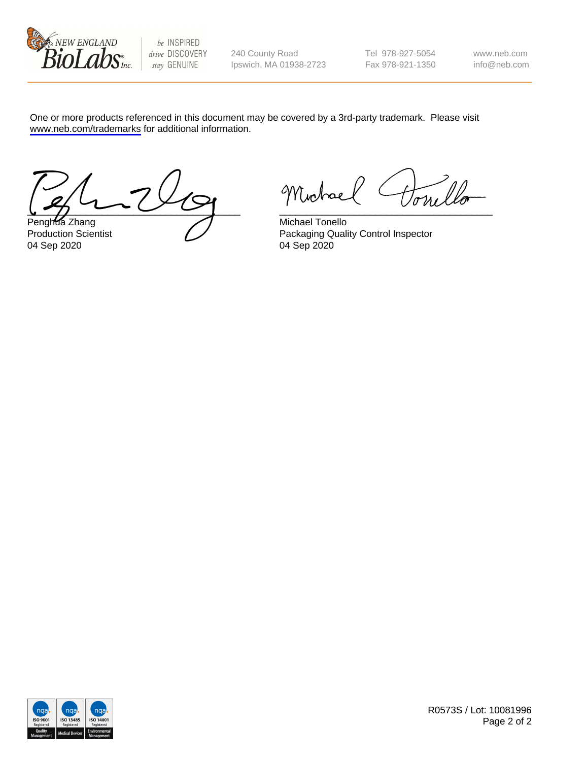One or more products referenced in this document may be covered by a 3rd-party trademark. Please visit www.neb.com/trademarks for additional information.

Penghua Zhang
Production Scientist
04 Sep 2020

Michael Tonello
Packaging Quality Control Inspector
04 Sep 2020

R0573S / Lot: 10081996